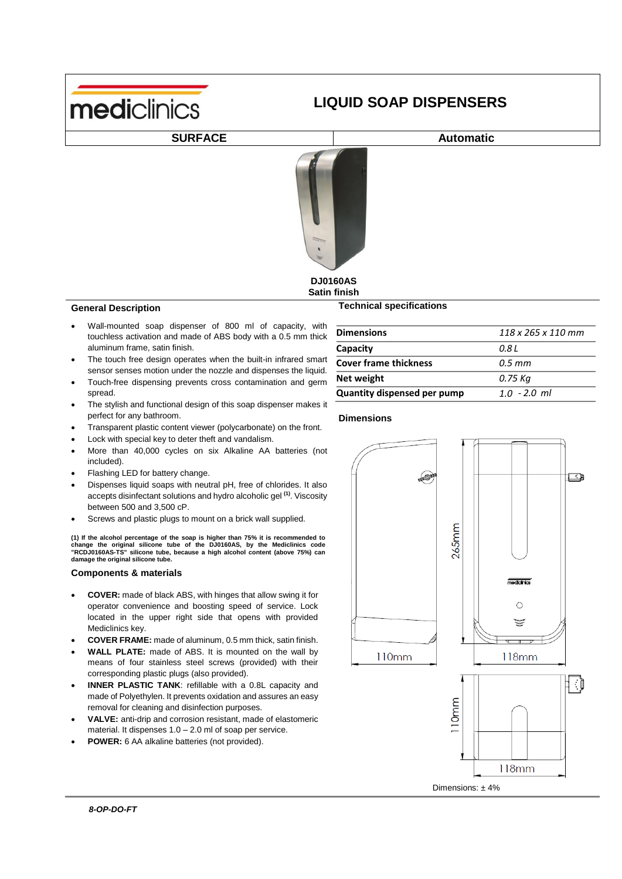# LIQUID SOAP DISPENSERS

| SURFACE | Automatic |
|---|---|

**DJ0160AS**
**Satin finish**

## General Description

- Wall-mounted soap dispenser of 800 ml of capacity, with touchless activation and made of ABS body with a 0.5 mm thick aluminum frame, satin finish.
- The touch free design operates when the built-in infrared smart sensor senses motion under the nozzle and dispenses the liquid.
- Touch-free dispensing prevents cross contamination and germ spread.
- The stylish and functional design of this soap dispenser makes it perfect for any bathroom.
- Transparent plastic content viewer (polycarbonate) on the front.
- Lock with special key to deter theft and vandalism.
- More than 40,000 cycles on six Alkaline AA batteries (not included).
- Flashing LED for battery change.
- Dispenses liquid soaps with neutral pH, free of chlorides. It also accepts disinfectant solutions and hydro alcoholic gel [(1)]. Viscosity between 500 and 3,500 cP.
- Screws and plastic plugs to mount on a brick wall supplied.

**(1) If the alcohol percentage of the soap is higher than 75% it is recommended to change the original silicone tube of the DJ0160AS, by the Mediclinics code "RCDJ0160AS-TS" silicone tube, because a high alcohol content (above 75%) can damage the original silicone tube.**

## Components & materials

- **COVER:** made of black ABS, with hinges that allow swing it for operator convenience and boosting speed of service. Lock located in the upper right side that opens with provided Mediclinics key.
- **COVER FRAME:** made of aluminum, 0.5 mm thick, satin finish.
- **WALL PLATE:** made of ABS. It is mounted on the wall by means of four stainless steel screws (provided) with their corresponding plastic plugs (also provided).
- **INNER PLASTIC TANK**: refillable with a 0.8L capacity and made of Polyethylen. It prevents oxidation and assures an easy removal for cleaning and disinfection purposes.
- **VALVE:** anti-drip and corrosion resistant, made of elastomeric material. It dispenses 1.0 – 2.0 ml of soap per service.
- **POWER:** 6 AA alkaline batteries (not provided).

## Technical specifications

| | |
|---|---|
| **Dimensions** | *118 x 265 x 110 mm* |
| **Capacity** | *0.8 L* |
| **Cover frame thickness** | *0.5 mm* |
| **Net weight** | *0.75 Kg* |
| **Quantity dispensed per pump** | *1.0 - 2.0 ml* |

## Dimensions

265mm, 110mm, 118mm, 110mm, 118mm

Dimensions: ± 4%

*8-OP-DO-FT*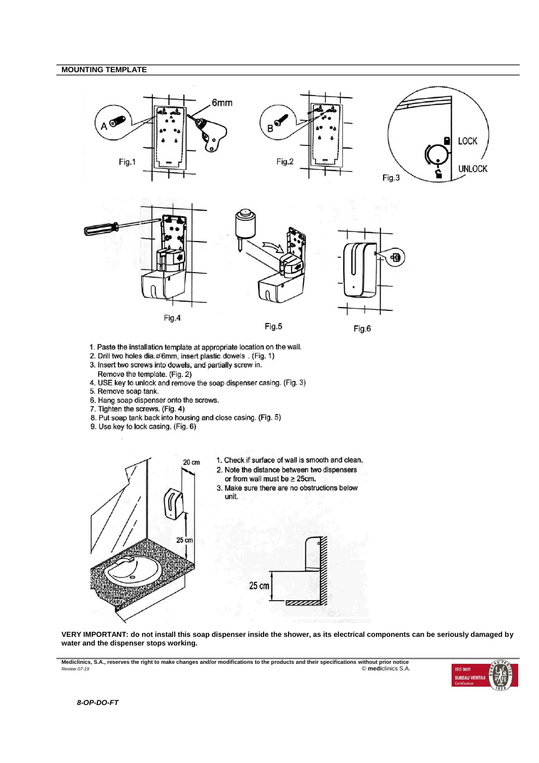## MOUNTING TEMPLATE

6mm

A

Fig.1

B

Fig.2

LOCK

UNLOCK

Fig.3

Fig.4

Fig.5

Fig.6

1. Paste the installation template at appropriate location on the wall.
2. Drill two holes dia.ø6mm, insert plastic dowels . (Fig. 1)
3. Insert two screws into dowels, and partially screw in.
   Remove the template. (Fig. 2)
4. USE key to unlock and remove the soap dispenser casing. (Fig. 3)
5. Remove soap tank.
6. Hang soap dispenser onto the screws.
7. Tighten the screws. (Fig. 4)
8. Put soap tank back into housing and close casing. (Fig. 5)
9. Use key to lock casing. (Fig. 6)

20 cm

25 cm

1. Check if surface of wall is smooth and clean.
2. Note the distance between two dispensers or from wall must be ≥ 25cm.
3. Make sure there are no obstructions below unit.

25 cm

**VERY IMPORTANT: do not install this soap dispenser inside the shower, as its electrical components can be seriously damaged by water and the dispenser stops working.**

**Mediclinics, S.A., reserves the right to make changes and/or modifications to the products and their specifications without prior notice**
*Review 07-19* © **medi**clinics S.A.

ISO 9001 BUREAU VERITAS Certification

***8-OP-DO-FT***